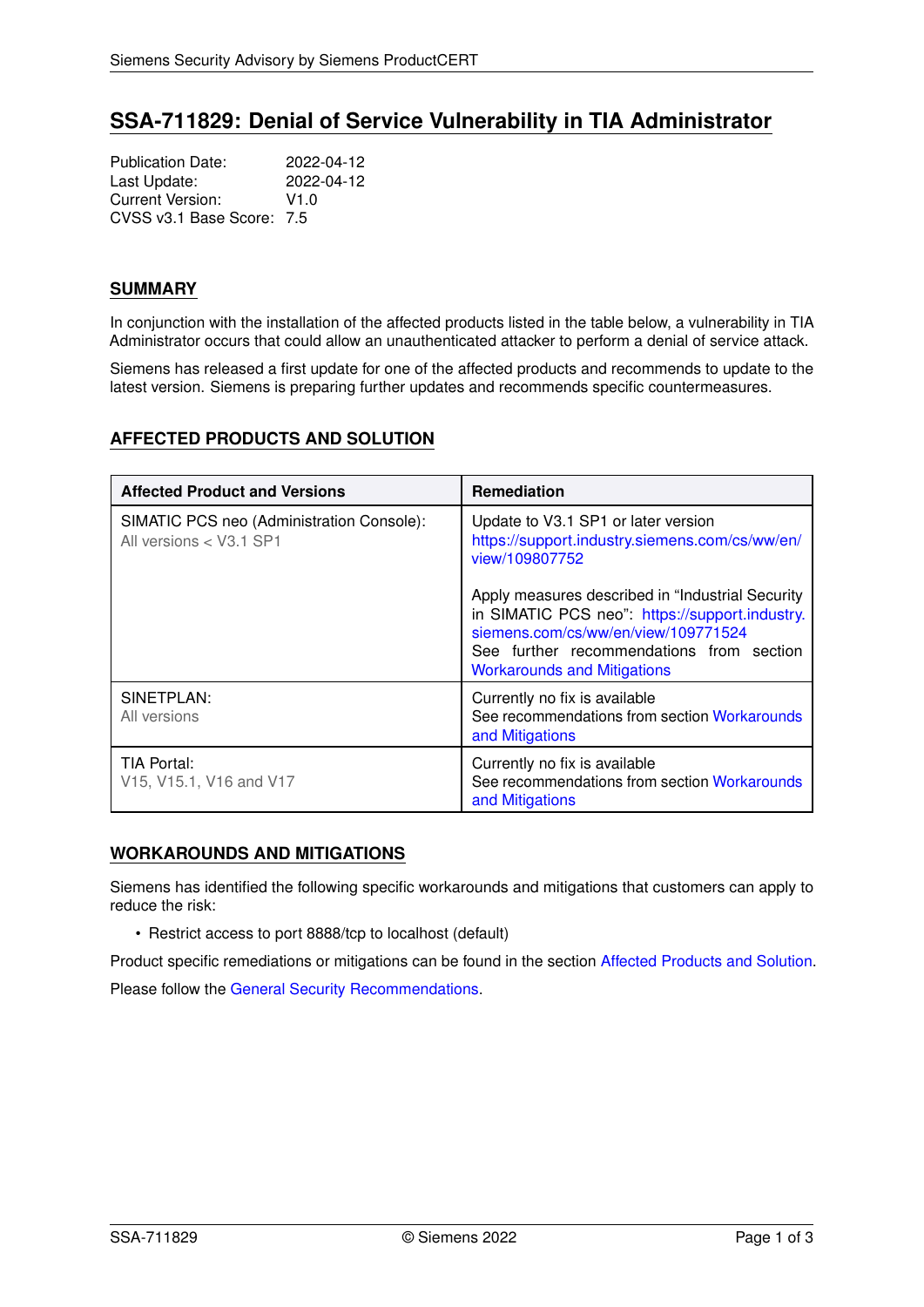# SSA-711829: Denial of Service Vulnerability in TIA Administrator

Publication Date: 2022-04-12
Last Update: 2022-04-12
Current Version: V1.0
CVSS v3.1 Base Score: 7.5

## SUMMARY

In conjunction with the installation of the affected products listed in the table below, a vulnerability in TIA Administrator occurs that could allow an unauthenticated attacker to perform a denial of service attack.

Siemens has released a first update for one of the affected products and recommends to update to the latest version. Siemens is preparing further updates and recommends specific countermeasures.

## AFFECTED PRODUCTS AND SOLUTION

| Affected Product and Versions | Remediation |
|---|---|
| SIMATIC PCS neo (Administration Console): All versions < V3.1 SP1 | Update to V3.1 SP1 or later version https://support.industry.siemens.com/cs/ww/en/view/109807752<br><br>Apply measures described in "Industrial Security in SIMATIC PCS neo": https://support.industry.siemens.com/cs/ww/en/view/109771524 See further recommendations from section Workarounds and Mitigations |
| SINETPLAN: All versions | Currently no fix is available See recommendations from section Workarounds and Mitigations |
| TIA Portal: V15, V15.1, V16 and V17 | Currently no fix is available See recommendations from section Workarounds and Mitigations |

## WORKAROUNDS AND MITIGATIONS

Siemens has identified the following specific workarounds and mitigations that customers can apply to reduce the risk:

- Restrict access to port 8888/tcp to localhost (default)

Product specific remediations or mitigations can be found in the section Affected Products and Solution.

Please follow the General Security Recommendations.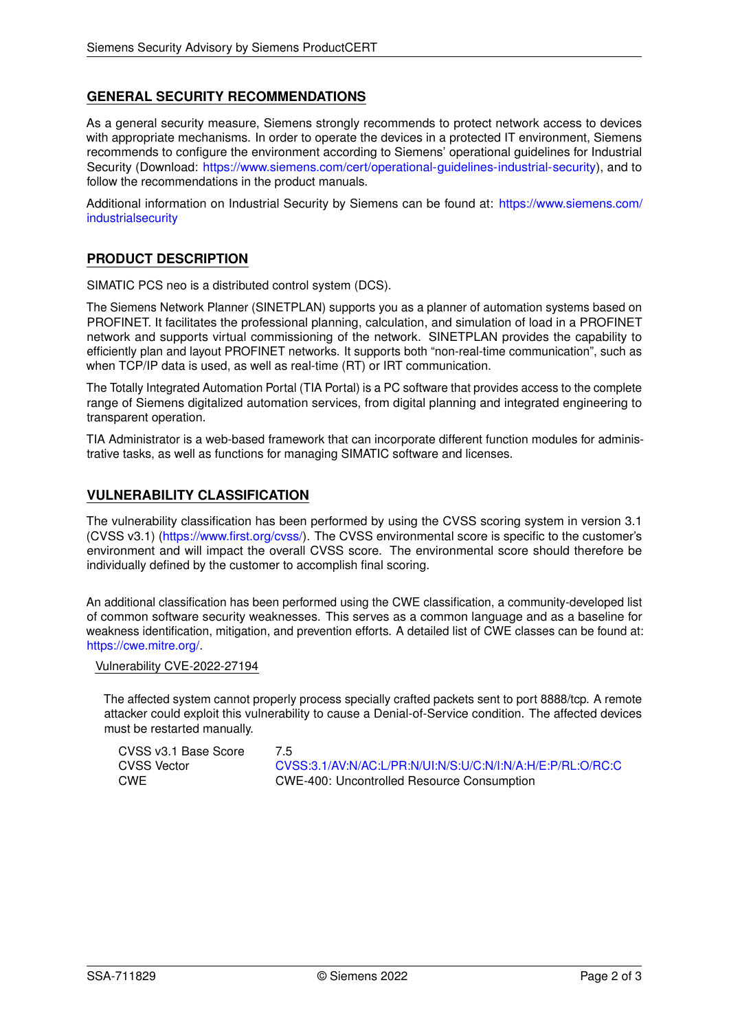## GENERAL SECURITY RECOMMENDATIONS

As a general security measure, Siemens strongly recommends to protect network access to devices with appropriate mechanisms. In order to operate the devices in a protected IT environment, Siemens recommends to configure the environment according to Siemens' operational guidelines for Industrial Security (Download: https://www.siemens.com/cert/operational-guidelines-industrial-security), and to follow the recommendations in the product manuals.

Additional information on Industrial Security by Siemens can be found at: https://www.siemens.com/industrialsecurity

## PRODUCT DESCRIPTION

SIMATIC PCS neo is a distributed control system (DCS).

The Siemens Network Planner (SINETPLAN) supports you as a planner of automation systems based on PROFINET. It facilitates the professional planning, calculation, and simulation of load in a PROFINET network and supports virtual commissioning of the network. SINETPLAN provides the capability to efficiently plan and layout PROFINET networks. It supports both "non-real-time communication", such as when TCP/IP data is used, as well as real-time (RT) or IRT communication.

The Totally Integrated Automation Portal (TIA Portal) is a PC software that provides access to the complete range of Siemens digitalized automation services, from digital planning and integrated engineering to transparent operation.

TIA Administrator is a web-based framework that can incorporate different function modules for administrative tasks, as well as functions for managing SIMATIC software and licenses.

## VULNERABILITY CLASSIFICATION

The vulnerability classification has been performed by using the CVSS scoring system in version 3.1 (CVSS v3.1) (https://www.first.org/cvss/). The CVSS environmental score is specific to the customer's environment and will impact the overall CVSS score. The environmental score should therefore be individually defined by the customer to accomplish final scoring.

An additional classification has been performed using the CWE classification, a community-developed list of common software security weaknesses. This serves as a common language and as a baseline for weakness identification, mitigation, and prevention efforts. A detailed list of CWE classes can be found at: https://cwe.mitre.org/.

### Vulnerability CVE-2022-27194

The affected system cannot properly process specially crafted packets sent to port 8888/tcp. A remote attacker could exploit this vulnerability to cause a Denial-of-Service condition. The affected devices must be restarted manually.

| | |
|---|---|
| CVSS v3.1 Base Score | 7.5 |
| CVSS Vector | CVSS:3.1/AV:N/AC:L/PR:N/UI:N/S:U/C:N/I:N/A:H/E:P/RL:O/RC:C |
| CWE | CWE-400: Uncontrolled Resource Consumption |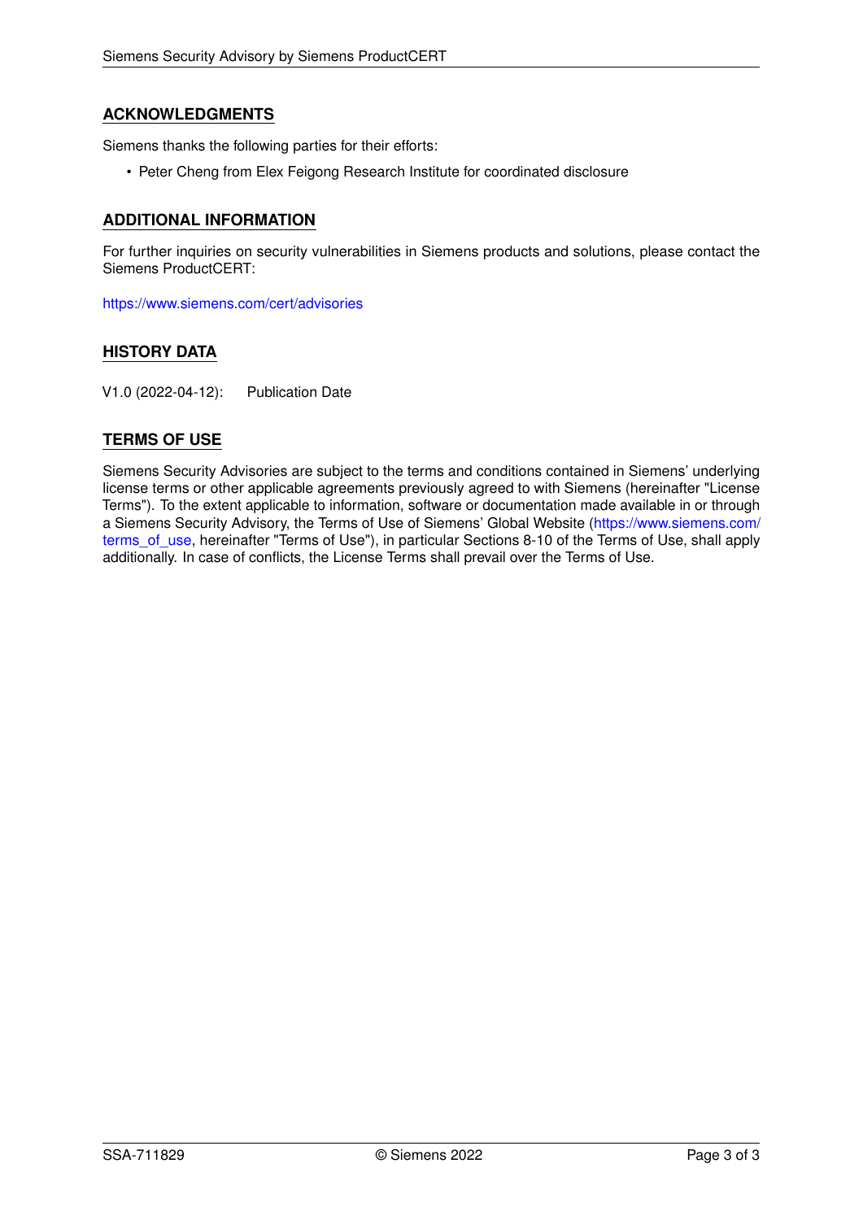## ACKNOWLEDGMENTS

Siemens thanks the following parties for their efforts:

- Peter Cheng from Elex Feigong Research Institute for coordinated disclosure

## ADDITIONAL INFORMATION

For further inquiries on security vulnerabilities in Siemens products and solutions, please contact the Siemens ProductCERT:

https://www.siemens.com/cert/advisories

## HISTORY DATA

V1.0 (2022-04-12): Publication Date

## TERMS OF USE

Siemens Security Advisories are subject to the terms and conditions contained in Siemens' underlying license terms or other applicable agreements previously agreed to with Siemens (hereinafter "License Terms"). To the extent applicable to information, software or documentation made available in or through a Siemens Security Advisory, the Terms of Use of Siemens' Global Website (https://www.siemens.com/terms_of_use, hereinafter "Terms of Use"), in particular Sections 8-10 of the Terms of Use, shall apply additionally. In case of conflicts, the License Terms shall prevail over the Terms of Use.